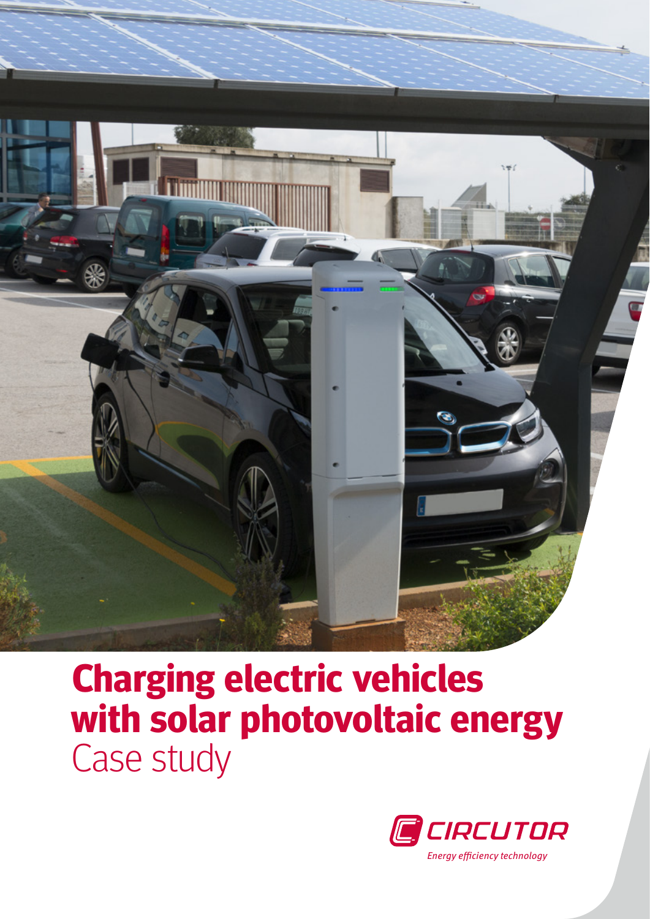# Charging electric vehicles with solar photovoltaic energy

Case study

CIRCUTOR

*Energy efficiency technology*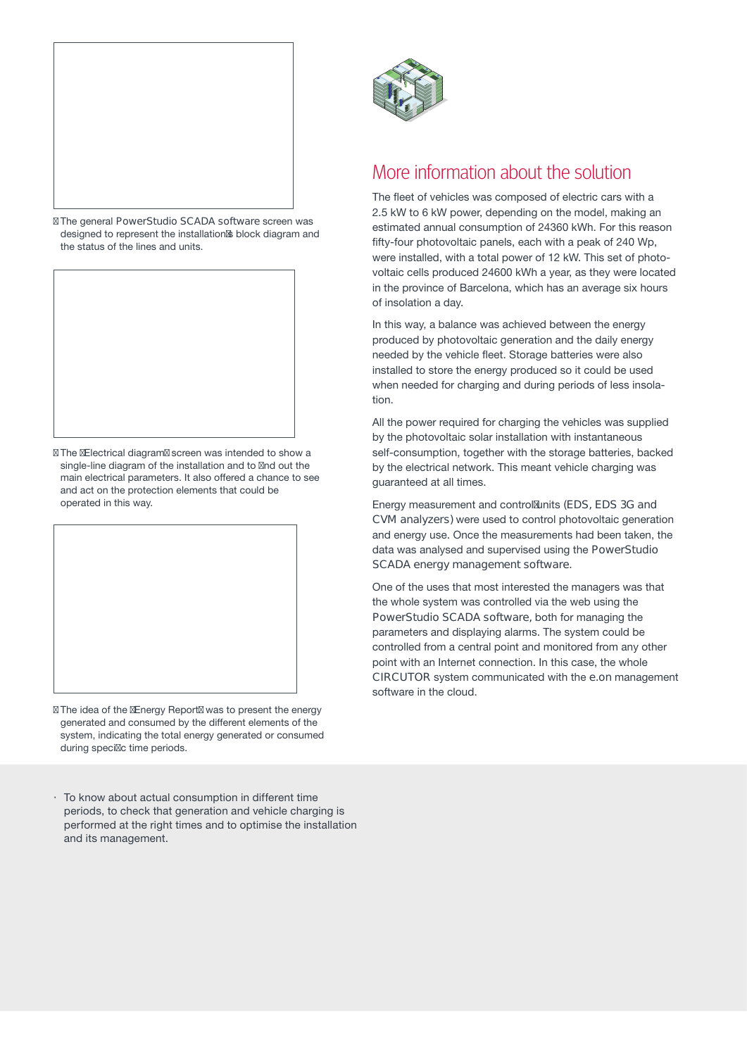The general PowerStudio SCADA software screen was designed to represent the installation's block diagram and the status of the lines and units.

The "Electrical diagram" screen was intended to show a single-line diagram of the installation and to find out the main electrical parameters. It also offered a chance to see and act on the protection elements that could be operated in this way.

The idea of the "Energy Report" was to present the energy generated and consumed by the different elements of the system, indicating the total energy generated or consumed during specific time periods.

## More information about the solution

The fleet of vehicles was composed of electric cars with a 2.5 kW to 6 kW power, depending on the model, making an estimated annual consumption of 24360 kWh. For this reason fifty-four photovoltaic panels, each with a peak of 240 Wp, were installed, with a total power of 12 kW. This set of photovoltaic cells produced 24600 kWh a year, as they were located in the province of Barcelona, which has an average six hours of insolation a day.

In this way, a balance was achieved between the energy produced by photovoltaic generation and the daily energy needed by the vehicle fleet. Storage batteries were also installed to store the energy produced so it could be used when needed for charging and during periods of less insolation.

All the power required for charging the vehicles was supplied by the photovoltaic solar installation with instantaneous self-consumption, together with the storage batteries, backed by the electrical network. This meant vehicle charging was guaranteed at all times.

Energy measurement and control units (EDS, EDS 3G and CVM analyzers) were used to control photovoltaic generation and energy use. Once the measurements had been taken, the data was analysed and supervised using the PowerStudio SCADA energy management software.

One of the uses that most interested the managers was that the whole system was controlled via the web using the PowerStudio SCADA software, both for managing the parameters and displaying alarms. The system could be controlled from a central point and monitored from any other point with an Internet connection. In this case, the whole CIRCUTOR system communicated with the e.on management software in the cloud.

- To know about actual consumption in different time periods, to check that generation and vehicle charging is performed at the right times and to optimise the installation and its management.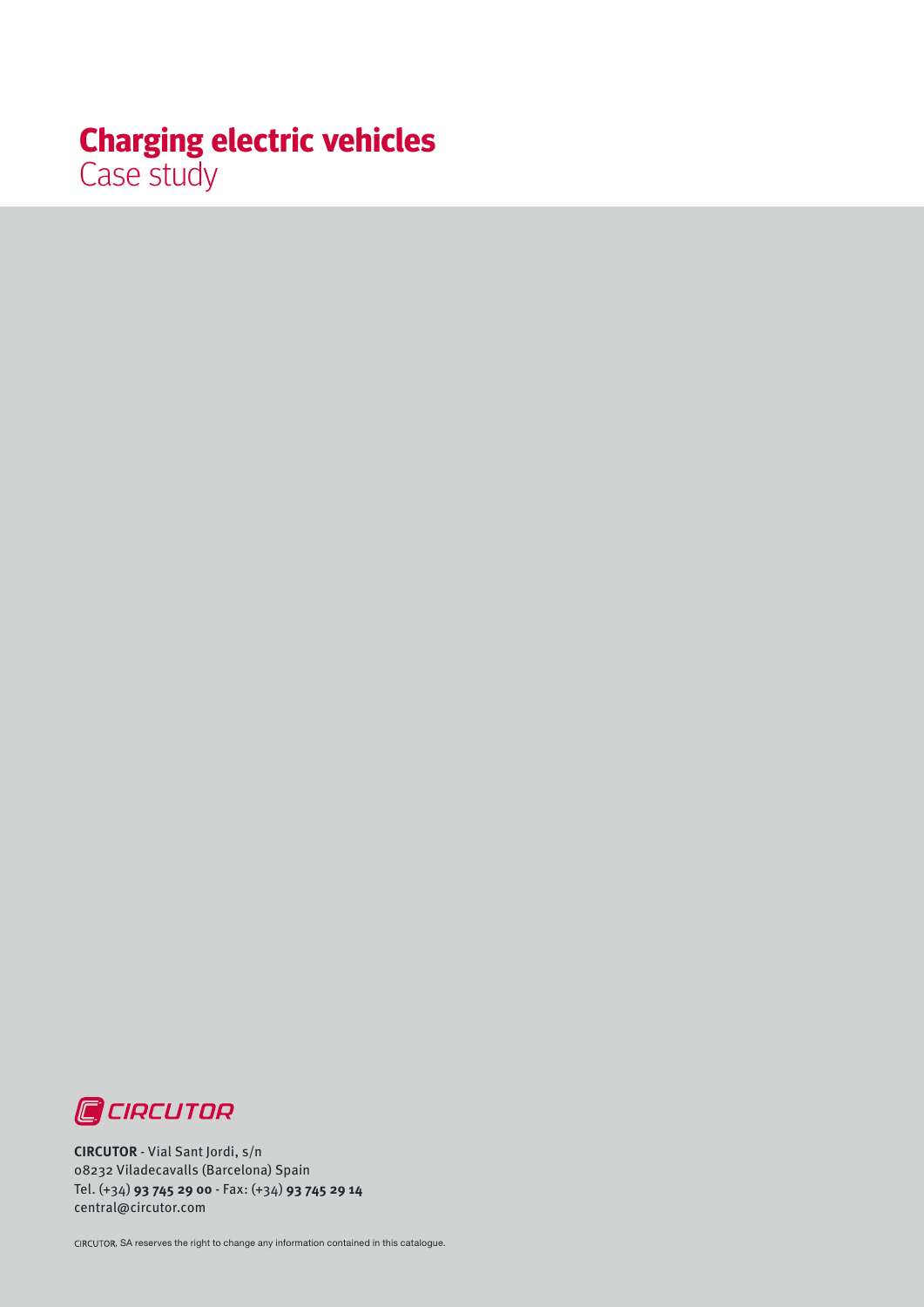# Charging electric vehicles
Case study

CIRCUTOR

**CIRCUTOR** - Vial Sant Jordi, s/n
08232 Viladecavalls (Barcelona) Spain
Tel. (+34) **93 745 29 00** - Fax: (+34) **93 745 29 14**
central@circutor.com

CIRCUTOR, SA reserves the right to change any information contained in this catalogue.